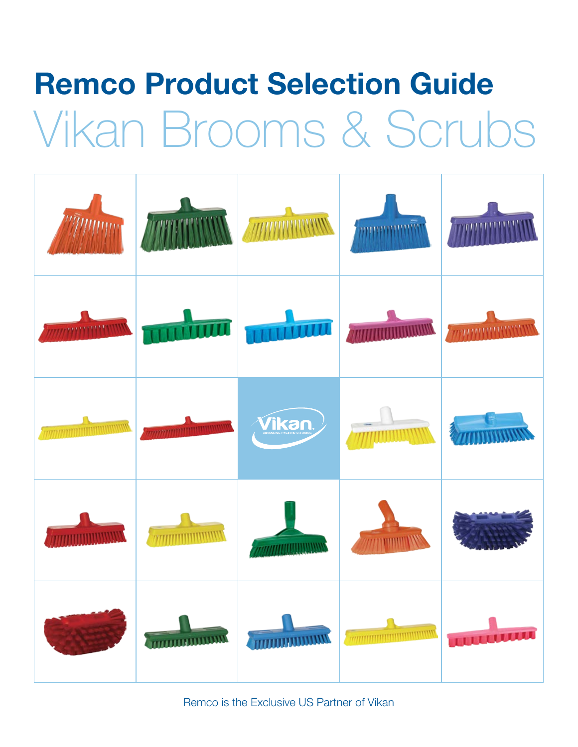# Remco Product Selection Guide

## Vikan Brooms & Scrubs

Remco is the Exclusive US Partner of Vikan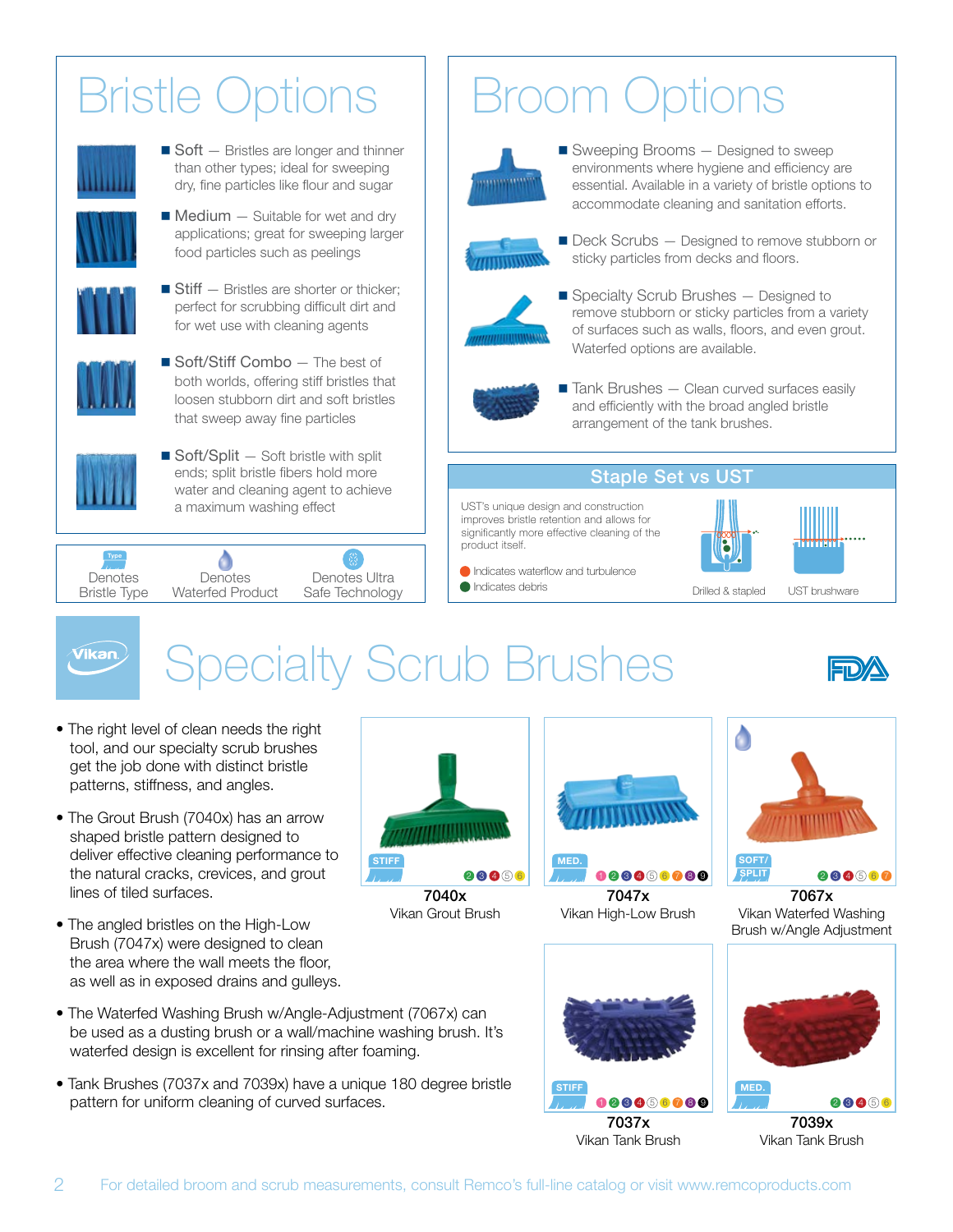# Bristle Options

- **Soft** — Bristles are longer and thinner than other types; ideal for sweeping dry, fine particles like flour and sugar
- **Medium** — Suitable for wet and dry applications; great for sweeping larger food particles such as peelings
- **Stiff** — Bristles are shorter or thicker; perfect for scrubbing difficult dirt and for wet use with cleaning agents
- **Soft/Stiff Combo** — The best of both worlds, offering stiff bristles that loosen stubborn dirt and soft bristles that sweep away fine particles
- **Soft/Split** — Soft bristle with split ends; split bristle fibers hold more water and cleaning agent to achieve a maximum washing effect

Denotes Bristle Type | Denotes Waterfed Product | Denotes Ultra Safe Technology

# Broom Options

- **Sweeping Brooms** — Designed to sweep environments where hygiene and efficiency are essential. Available in a variety of bristle options to accommodate cleaning and sanitation efforts.
- **Deck Scrubs** — Designed to remove stubborn or sticky particles from decks and floors.
- **Specialty Scrub Brushes** — Designed to remove stubborn or sticky particles from a variety of surfaces such as walls, floors, and even grout. Waterfed options are available.
- **Tank Brushes** — Clean curved surfaces easily and efficiently with the broad angled bristle arrangement of the tank brushes.

## Staple Set vs UST

UST's unique design and construction improves bristle retention and allows for significantly more effective cleaning of the product itself.

- Indicates waterflow and turbulence
- Indicates debris

Drilled & stapled | UST brushware

# Specialty Scrub Brushes

- The right level of clean needs the right tool, and our specialty scrub brushes get the job done with distinct bristle patterns, stiffness, and angles.
- The Grout Brush (7040x) has an arrow shaped bristle pattern designed to deliver effective cleaning performance to the natural cracks, crevices, and grout lines of tiled surfaces.
- The angled bristles on the High-Low Brush (7047x) were designed to clean the area where the wall meets the floor, as well as in exposed drains and gulleys.
- The Waterfed Washing Brush w/Angle-Adjustment (7067x) can be used as a dusting brush or a wall/machine washing brush. It's waterfed design is excellent for rinsing after foaming.
- Tank Brushes (7037x and 7039x) have a unique 180 degree bristle pattern for uniform cleaning of curved surfaces.

STIFF — 2 3 4 5 6
**7040x**
Vikan Grout Brush

MED. — 1 2 3 4 5 6 7 8 9
**7047x**
Vikan High-Low Brush

SOFT/SPLIT — 2 3 4 5 6 7
**7067x**
Vikan Waterfed Washing Brush w/Angle Adjustment

STIFF — 1 2 3 4 5 6 7 8 9
**7037x**
Vikan Tank Brush

MED. — 2 3 4 5 6
**7039x**
Vikan Tank Brush

For detailed broom and scrub measurements, consult Remco's full-line catalog or visit www.remcoproducts.com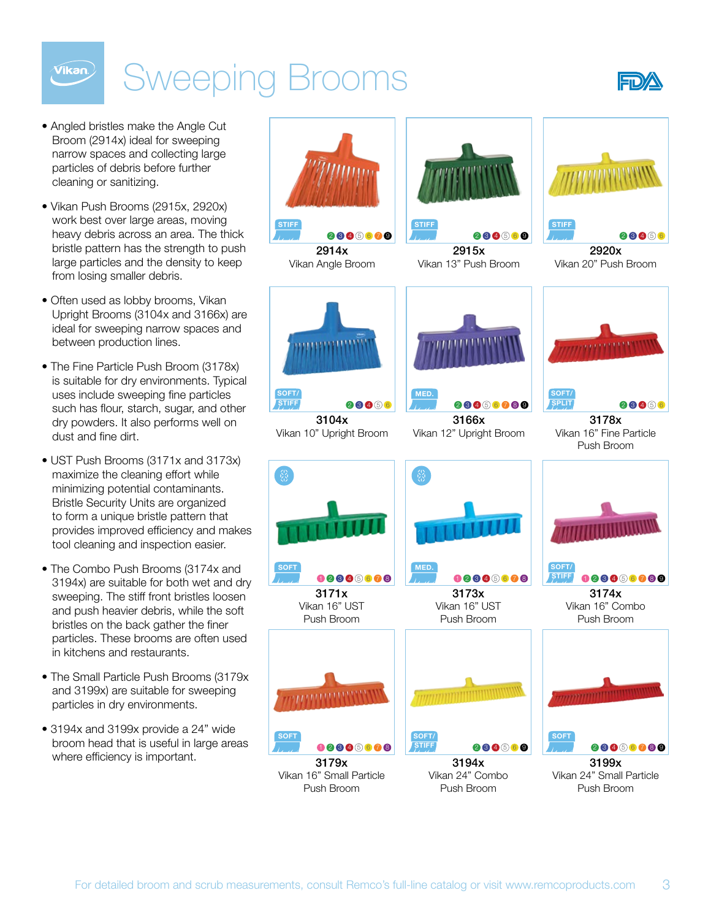# Sweeping Brooms

- Angled bristles make the Angle Cut Broom (2914x) ideal for sweeping narrow spaces and collecting large particles of debris before further cleaning or sanitizing.
- Vikan Push Brooms (2915x, 2920x) work best over large areas, moving heavy debris across an area. The thick bristle pattern has the strength to push large particles and the density to keep from losing smaller debris.
- Often used as lobby brooms, Vikan Upright Brooms (3104x and 3166x) are ideal for sweeping narrow spaces and between production lines.
- The Fine Particle Push Broom (3178x) is suitable for dry environments. Typical uses include sweeping fine particles such has flour, starch, sugar, and other dry powders. It also performs well on dust and fine dirt.
- UST Push Brooms (3171x and 3173x) maximize the cleaning effort while minimizing potential contaminants. Bristle Security Units are organized to form a unique bristle pattern that provides improved efficiency and makes tool cleaning and inspection easier.
- The Combo Push Brooms (3174x and 3194x) are suitable for both wet and dry sweeping. The stiff front bristles loosen and push heavier debris, while the soft bristles on the back gather the finer particles. These brooms are often used in kitchens and restaurants.
- The Small Particle Push Brooms (3179x and 3199x) are suitable for sweeping particles in dry environments.
- 3194x and 3199x provide a 24" wide broom head that is useful in large areas where efficiency is important.

| Item | Description | Bristle | Colors |
|---|---|---|---|
| 2914x | Vikan Angle Broom | STIFF | 2 3 4 5 6 7 9 |
| 2915x | Vikan 13" Push Broom | STIFF | 2 3 4 5 6 9 |
| 2920x | Vikan 20" Push Broom | STIFF | 2 3 4 5 6 |
| 3104x | Vikan 10" Upright Broom | SOFT/STIFF | 2 3 4 5 6 |
| 3166x | Vikan 12" Upright Broom | MED. | 2 3 4 5 6 7 8 9 |
| 3178x | Vikan 16" Fine Particle Push Broom | SOFT/SPLIT | 2 3 4 5 6 |
| 3171x | Vikan 16" UST Push Broom | SOFT | 1 2 3 4 5 6 7 8 |
| 3173x | Vikan 16" UST Push Broom | MED. | 1 2 3 4 5 6 7 8 |
| 3174x | Vikan 16" Combo Push Broom | SOFT/STIFF | 1 2 3 4 5 6 7 8 9 |
| 3179x | Vikan 16" Small Particle Push Broom | SOFT | 1 2 3 4 5 6 7 8 |
| 3194x | Vikan 24" Combo Push Broom | SOFT/STIFF | 2 3 4 5 6 9 |
| 3199x | Vikan 24" Small Particle Push Broom | SOFT | 2 3 4 5 6 7 8 9 |

For detailed broom and scrub measurements, consult Remco's full-line catalog or visit www.remcoproducts.com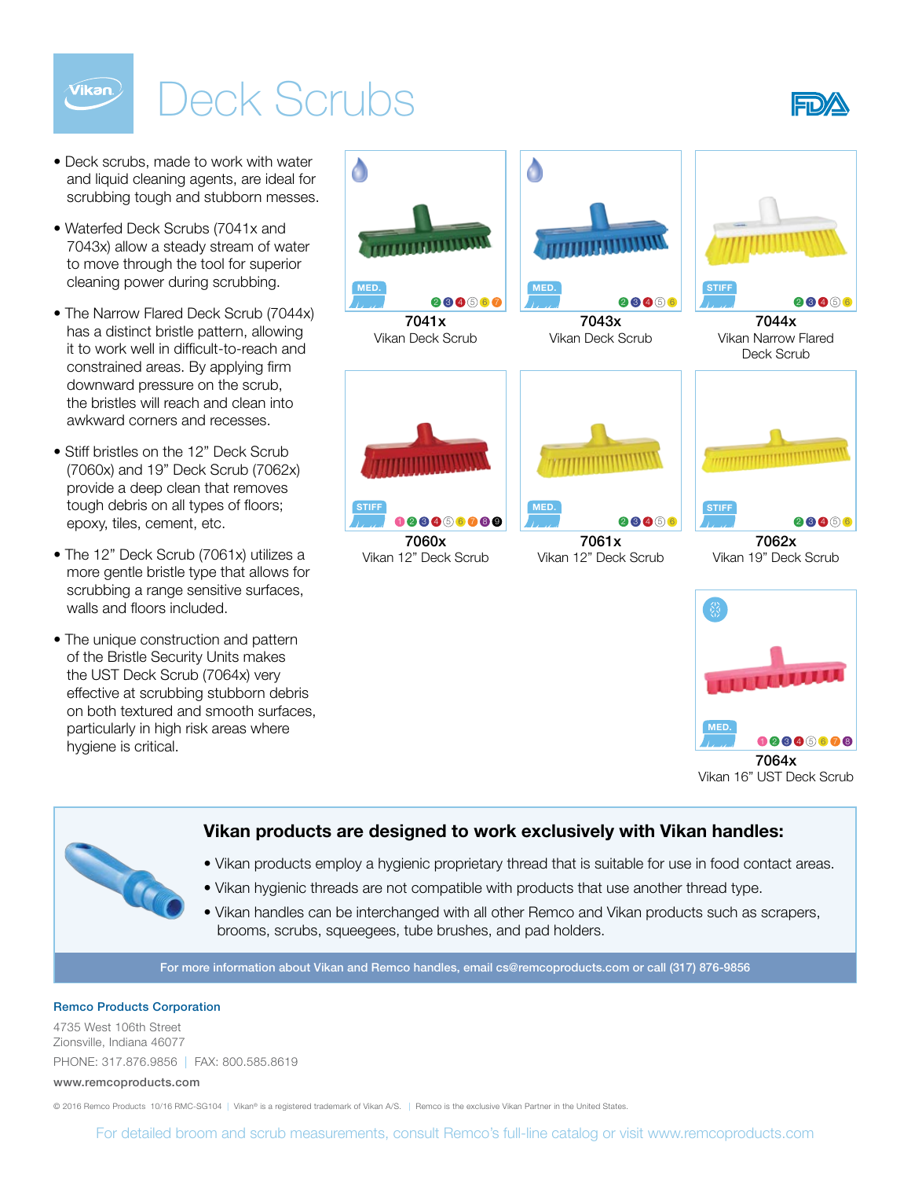# Deck Scrubs

- Deck scrubs, made to work with water and liquid cleaning agents, are ideal for scrubbing tough and stubborn messes.
- Waterfed Deck Scrubs (7041x and 7043x) allow a steady stream of water to move through the tool for superior cleaning power during scrubbing.
- The Narrow Flared Deck Scrub (7044x) has a distinct bristle pattern, allowing it to work well in difficult-to-reach and constrained areas. By applying firm downward pressure on the scrub, the bristles will reach and clean into awkward corners and recesses.
- Stiff bristles on the 12" Deck Scrub (7060x) and 19" Deck Scrub (7062x) provide a deep clean that removes tough debris on all types of floors; epoxy, tiles, cement, etc.
- The 12" Deck Scrub (7061x) utilizes a more gentle bristle type that allows for scrubbing a range sensitive surfaces, walls and floors included.
- The unique construction and pattern of the Bristle Security Units makes the UST Deck Scrub (7064x) very effective at scrubbing stubborn debris on both textured and smooth surfaces, particularly in high risk areas where hygiene is critical.

MED. 2 3 4 5 6 7
**7041x**
Vikan Deck Scrub

MED. 2 3 4 5 6
**7043x**
Vikan Deck Scrub

STIFF 2 3 4 5 6
**7044x**
Vikan Narrow Flared Deck Scrub

STIFF 1 2 3 4 5 6 7 8 9
**7060x**
Vikan 12" Deck Scrub

MED. 2 3 4 5 6
**7061x**
Vikan 12" Deck Scrub

STIFF 2 3 4 5 6
**7062x**
Vikan 19" Deck Scrub

MED. 1 2 3 4 5 6 7 8
**7064x**
Vikan 16" UST Deck Scrub

## Vikan products are designed to work exclusively with Vikan handles:

- Vikan products employ a hygienic proprietary thread that is suitable for use in food contact areas.
- Vikan hygienic threads are not compatible with products that use another thread type.
- Vikan handles can be interchanged with all other Remco and Vikan products such as scrapers, brooms, scrubs, squeegees, tube brushes, and pad holders.

For more information about Vikan and Remco handles, email cs@remcoproducts.com or call (317) 876-9856

**Remco Products Corporation**

4735 West 106th Street
Zionsville, Indiana 46077

PHONE: 317.876.9856 | FAX: 800.585.8619

**www.remcoproducts.com**

© 2016 Remco Products 10/16 RMC-SG104 | Vikan® is a registered trademark of Vikan A/S. | Remco is the exclusive Vikan Partner in the United States.

For detailed broom and scrub measurements, consult Remco's full-line catalog or visit www.remcoproducts.com